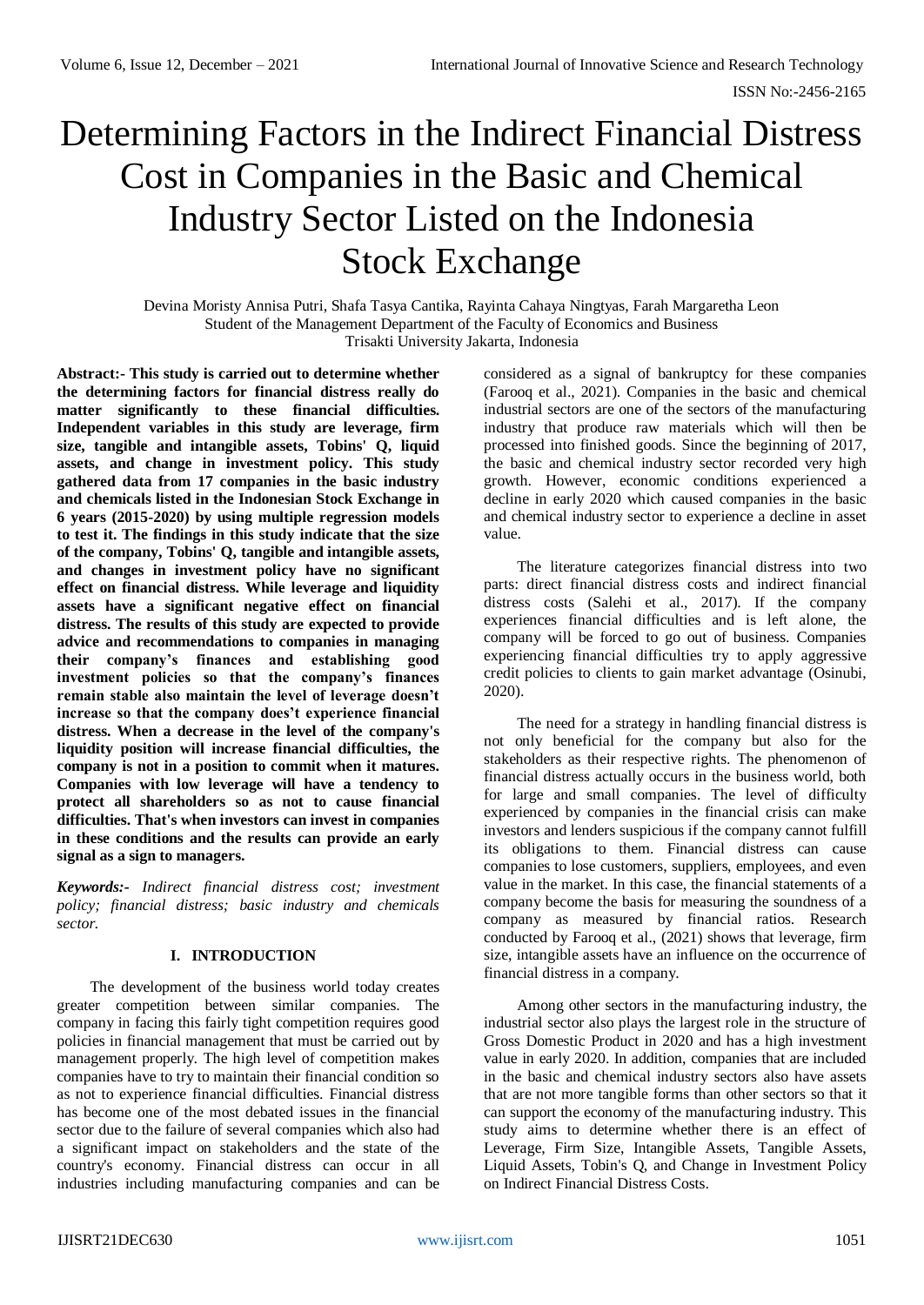# Determining Factors in the Indirect Financial Distress Cost in Companies in the Basic and Chemical Industry Sector Listed on the Indonesia Stock Exchange

Devina Moristy Annisa Putri, Shafa Tasya Cantika, Rayinta Cahaya Ningtyas, Farah Margaretha Leon
Student of the Management Department of the Faculty of Economics and Business
Trisakti University Jakarta, Indonesia

**Abstract:- This study is carried out to determine whether the determining factors for financial distress really do matter significantly to these financial difficulties. Independent variables in this study are leverage, firm size, tangible and intangible assets, Tobins' Q, liquid assets, and change in investment policy. This study gathered data from 17 companies in the basic industry and chemicals listed in the Indonesian Stock Exchange in 6 years (2015-2020) by using multiple regression models to test it. The findings in this study indicate that the size of the company, Tobins' Q, tangible and intangible assets, and changes in investment policy have no significant effect on financial distress. While leverage and liquidity assets have a significant negative effect on financial distress. The results of this study are expected to provide advice and recommendations to companies in managing their company's finances and establishing good investment policies so that the company's finances remain stable also maintain the level of leverage doesn't increase so that the company does't experience financial distress. When a decrease in the level of the company's liquidity position will increase financial difficulties, the company is not in a position to commit when it matures. Companies with low leverage will have a tendency to protect all shareholders so as not to cause financial difficulties. That's when investors can invest in companies in these conditions and the results can provide an early signal as a sign to managers.**

***Keywords:-** Indirect financial distress cost; investment policy; financial distress; basic industry and chemicals sector.*

## I. INTRODUCTION

The development of the business world today creates greater competition between similar companies. The company in facing this fairly tight competition requires good policies in financial management that must be carried out by management properly. The high level of competition makes companies have to try to maintain their financial condition so as not to experience financial difficulties. Financial distress has become one of the most debated issues in the financial sector due to the failure of several companies which also had a significant impact on stakeholders and the state of the country's economy. Financial distress can occur in all industries including manufacturing companies and can be considered as a signal of bankruptcy for these companies (Farooq et al., 2021). Companies in the basic and chemical industrial sectors are one of the sectors of the manufacturing industry that produce raw materials which will then be processed into finished goods. Since the beginning of 2017, the basic and chemical industry sector recorded very high growth. However, economic conditions experienced a decline in early 2020 which caused companies in the basic and chemical industry sector to experience a decline in asset value.

The literature categorizes financial distress into two parts: direct financial distress costs and indirect financial distress costs (Salehi et al., 2017). If the company experiences financial difficulties and is left alone, the company will be forced to go out of business. Companies experiencing financial difficulties try to apply aggressive credit policies to clients to gain market advantage (Osinubi, 2020).

The need for a strategy in handling financial distress is not only beneficial for the company but also for the stakeholders as their respective rights. The phenomenon of financial distress actually occurs in the business world, both for large and small companies. The level of difficulty experienced by companies in the financial crisis can make investors and lenders suspicious if the company cannot fulfill its obligations to them. Financial distress can cause companies to lose customers, suppliers, employees, and even value in the market. In this case, the financial statements of a company become the basis for measuring the soundness of a company as measured by financial ratios. Research conducted by Farooq et al., (2021) shows that leverage, firm size, intangible assets have an influence on the occurrence of financial distress in a company.

Among other sectors in the manufacturing industry, the industrial sector also plays the largest role in the structure of Gross Domestic Product in 2020 and has a high investment value in early 2020. In addition, companies that are included in the basic and chemical industry sectors also have assets that are not more tangible forms than other sectors so that it can support the economy of the manufacturing industry. This study aims to determine whether there is an effect of Leverage, Firm Size, Intangible Assets, Tangible Assets, Liquid Assets, Tobin's Q, and Change in Investment Policy on Indirect Financial Distress Costs.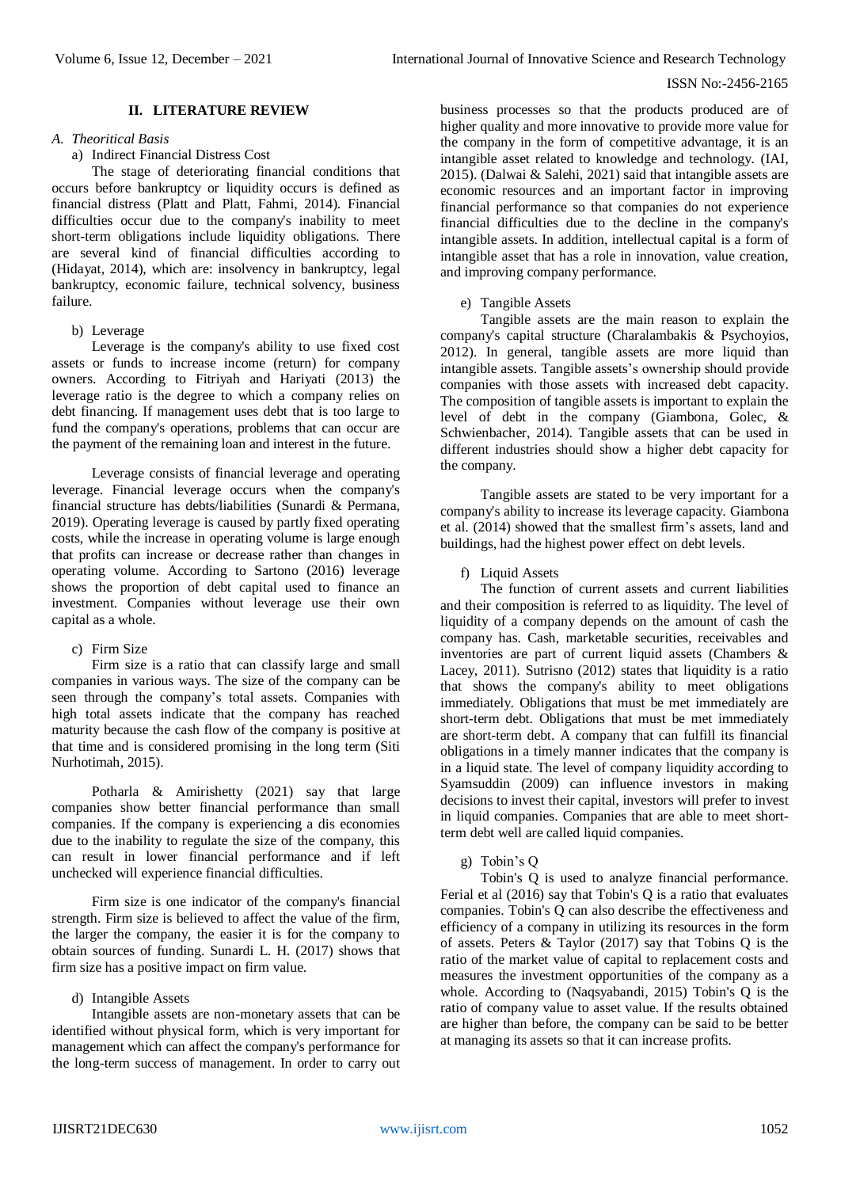## II. LITERATURE REVIEW

### *A. Theoritical Basis*

a) Indirect Financial Distress Cost

The stage of deteriorating financial conditions that occurs before bankruptcy or liquidity occurs is defined as financial distress (Platt and Platt, Fahmi, 2014). Financial difficulties occur due to the company's inability to meet short-term obligations include liquidity obligations. There are several kind of financial difficulties according to (Hidayat, 2014), which are: insolvency in bankruptcy, legal bankruptcy, economic failure, technical solvency, business failure.

b) Leverage

Leverage is the company's ability to use fixed cost assets or funds to increase income (return) for company owners. According to Fitriyah and Hariyati (2013) the leverage ratio is the degree to which a company relies on debt financing. If management uses debt that is too large to fund the company's operations, problems that can occur are the payment of the remaining loan and interest in the future.

Leverage consists of financial leverage and operating leverage. Financial leverage occurs when the company's financial structure has debts/liabilities (Sunardi & Permana, 2019). Operating leverage is caused by partly fixed operating costs, while the increase in operating volume is large enough that profits can increase or decrease rather than changes in operating volume. According to Sartono (2016) leverage shows the proportion of debt capital used to finance an investment. Companies without leverage use their own capital as a whole.

c) Firm Size

Firm size is a ratio that can classify large and small companies in various ways. The size of the company can be seen through the company's total assets. Companies with high total assets indicate that the company has reached maturity because the cash flow of the company is positive at that time and is considered promising in the long term (Siti Nurhotimah, 2015).

Potharla & Amirishetty (2021) say that large companies show better financial performance than small companies. If the company is experiencing a dis economies due to the inability to regulate the size of the company, this can result in lower financial performance and if left unchecked will experience financial difficulties.

Firm size is one indicator of the company's financial strength. Firm size is believed to affect the value of the firm, the larger the company, the easier it is for the company to obtain sources of funding. Sunardi L. H. (2017) shows that firm size has a positive impact on firm value.

d) Intangible Assets

Intangible assets are non-monetary assets that can be identified without physical form, which is very important for management which can affect the company's performance for the long-term success of management. In order to carry out business processes so that the products produced are of higher quality and more innovative to provide more value for the company in the form of competitive advantage, it is an intangible asset related to knowledge and technology. (IAI, 2015). (Dalwai & Salehi, 2021) said that intangible assets are economic resources and an important factor in improving financial performance so that companies do not experience financial difficulties due to the decline in the company's intangible assets. In addition, intellectual capital is a form of intangible asset that has a role in innovation, value creation, and improving company performance.

e) Tangible Assets

Tangible assets are the main reason to explain the company's capital structure (Charalambakis & Psychoyios, 2012). In general, tangible assets are more liquid than intangible assets. Tangible assets's ownership should provide companies with those assets with increased debt capacity. The composition of tangible assets is important to explain the level of debt in the company (Giambona, Golec, & Schwienbacher, 2014). Tangible assets that can be used in different industries should show a higher debt capacity for the company.

Tangible assets are stated to be very important for a company's ability to increase its leverage capacity. Giambona et al. (2014) showed that the smallest firm's assets, land and buildings, had the highest power effect on debt levels.

f) Liquid Assets

The function of current assets and current liabilities and their composition is referred to as liquidity. The level of liquidity of a company depends on the amount of cash the company has. Cash, marketable securities, receivables and inventories are part of current liquid assets (Chambers & Lacey, 2011). Sutrisno (2012) states that liquidity is a ratio that shows the company's ability to meet obligations immediately. Obligations that must be met immediately are short-term debt. Obligations that must be met immediately are short-term debt. A company that can fulfill its financial obligations in a timely manner indicates that the company is in a liquid state. The level of company liquidity according to Syamsuddin (2009) can influence investors in making decisions to invest their capital, investors will prefer to invest in liquid companies. Companies that are able to meet short-term debt well are called liquid companies.

g) Tobin's Q

Tobin's Q is used to analyze financial performance. Ferial et al (2016) say that Tobin's Q is a ratio that evaluates companies. Tobin's Q can also describe the effectiveness and efficiency of a company in utilizing its resources in the form of assets. Peters & Taylor (2017) say that Tobins Q is the ratio of the market value of capital to replacement costs and measures the investment opportunities of the company as a whole. According to (Naqsyabandi, 2015) Tobin's Q is the ratio of company value to asset value. If the results obtained are higher than before, the company can be said to be better at managing its assets so that it can increase profits.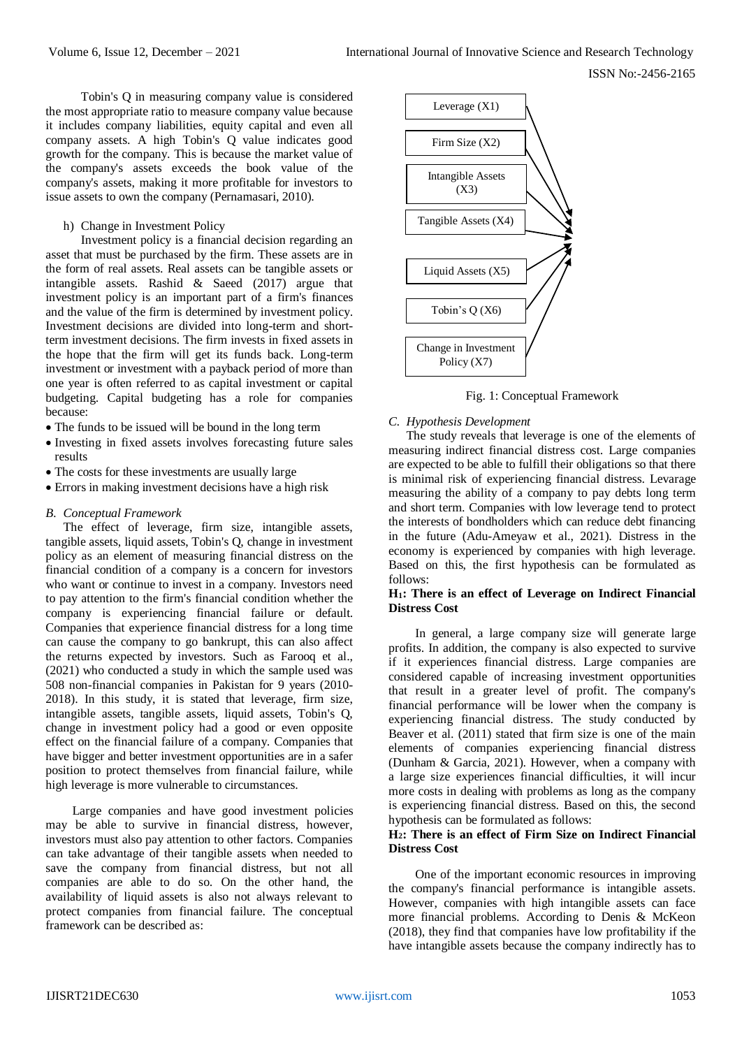Tobin's Q in measuring company value is considered the most appropriate ratio to measure company value because it includes company liabilities, equity capital and even all company assets. A high Tobin's Q value indicates good growth for the company. This is because the market value of the company's assets exceeds the book value of the company's assets, making it more profitable for investors to issue assets to own the company (Pernamasari, 2010).

h) Change in Investment Policy

Investment policy is a financial decision regarding an asset that must be purchased by the firm. These assets are in the form of real assets. Real assets can be tangible assets or intangible assets. Rashid & Saeed (2017) argue that investment policy is an important part of a firm's finances and the value of the firm is determined by investment policy. Investment decisions are divided into long-term and short-term investment decisions. The firm invests in fixed assets in the hope that the firm will get its funds back. Long-term investment or investment with a payback period of more than one year is often referred to as capital investment or capital budgeting. Capital budgeting has a role for companies because:

- The funds to be issued will be bound in the long term
- Investing in fixed assets involves forecasting future sales results
- The costs for these investments are usually large
- Errors in making investment decisions have a high risk

### B. Conceptual Framework

The effect of leverage, firm size, intangible assets, tangible assets, liquid assets, Tobin's Q, change in investment policy as an element of measuring financial distress on the financial condition of a company is a concern for investors who want or continue to invest in a company. Investors need to pay attention to the firm's financial condition whether the company is experiencing financial failure or default. Companies that experience financial distress for a long time can cause the company to go bankrupt, this can also affect the returns expected by investors. Such as Farooq et al., (2021) who conducted a study in which the sample used was 508 non-financial companies in Pakistan for 9 years (2010-2018). In this study, it is stated that leverage, firm size, intangible assets, tangible assets, liquid assets, Tobin's Q, change in investment policy had a good or even opposite effect on the financial failure of a company. Companies that have bigger and better investment opportunities are in a safer position to protect themselves from financial failure, while high leverage is more vulnerable to circumstances.

Large companies and have good investment policies may be able to survive in financial distress, however, investors must also pay attention to other factors. Companies can take advantage of their tangible assets when needed to save the company from financial distress, but not all companies are able to do so. On the other hand, the availability of liquid assets is also not always relevant to protect companies from financial failure. The conceptual framework can be described as:

Leverage (X1)

Firm Size (X2)

Intangible Assets (X3)

Tangible Assets (X4)

Liquid Assets (X5)

Tobin's Q (X6)

Change in Investment Policy (X7)

Fig. 1: Conceptual Framework

### C. Hypothesis Development

The study reveals that leverage is one of the elements of measuring indirect financial distress cost. Large companies are expected to be able to fulfill their obligations so that there is minimal risk of experiencing financial distress. Levarage measuring the ability of a company to pay debts long term and short term. Companies with low leverage tend to protect the interests of bondholders which can reduce debt financing in the future (Adu-Ameyaw et al., 2021). Distress in the economy is experienced by companies with high leverage. Based on this, the first hypothesis can be formulated as follows:

**$H_1$: There is an effect of Leverage on Indirect Financial Distress Cost**

In general, a large company size will generate large profits. In addition, the company is also expected to survive if it experiences financial distress. Large companies are considered capable of increasing investment opportunities that result in a greater level of profit. The company's financial performance will be lower when the company is experiencing financial distress. The study conducted by Beaver et al. (2011) stated that firm size is one of the main elements of companies experiencing financial distress (Dunham & Garcia, 2021). However, when a company with a large size experiences financial difficulties, it will incur more costs in dealing with problems as long as the company is experiencing financial distress. Based on this, the second hypothesis can be formulated as follows:

**$H_2$: There is an effect of Firm Size on Indirect Financial Distress Cost**

One of the important economic resources in improving the company's financial performance is intangible assets. However, companies with high intangible assets can face more financial problems. According to Denis & McKeon (2018), they find that companies have low profitability if the have intangible assets because the company indirectly has to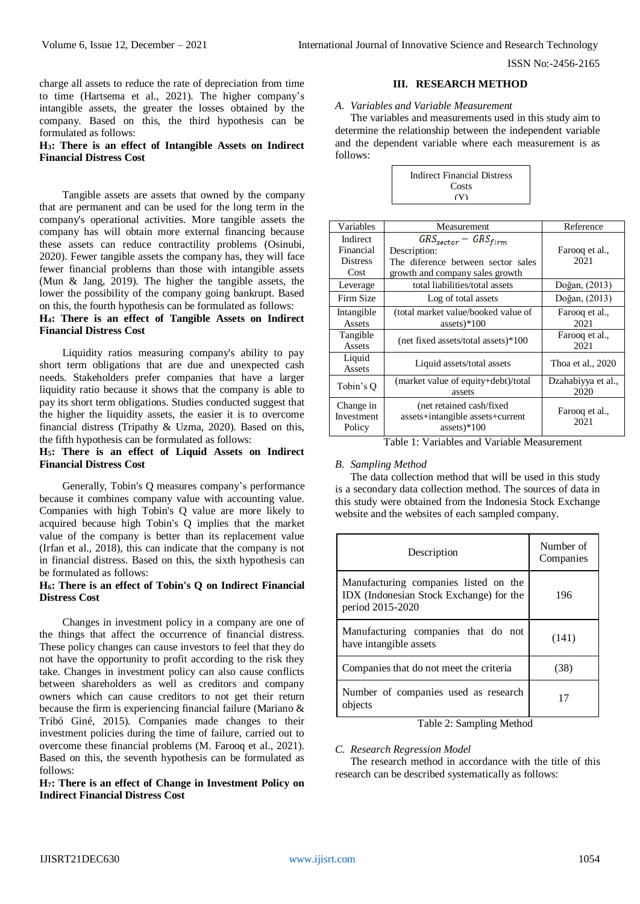charge all assets to reduce the rate of depreciation from time to time (Hartsema et al., 2021). The higher company's intangible assets, the greater the losses obtained by the company. Based on this, the third hypothesis can be formulated as follows:

**$H_3$: There is an effect of Intangible Assets on Indirect Financial Distress Cost**

Tangible assets are assets that owned by the company that are permanent and can be used for the long term in the company's operational activities. More tangible assets the company has will obtain more external financing because these assets can reduce contractility problems (Osinubi, 2020). Fewer tangible assets the company has, they will face fewer financial problems than those with intangible assets (Mun & Jang, 2019). The higher the tangible assets, the lower the possibility of the company going bankrupt. Based on this, the fourth hypothesis can be formulated as follows:

**$H_4$: There is an effect of Tangible Assets on Indirect Financial Distress Cost**

Liquidity ratios measuring company's ability to pay short term obligations that are due and unexpected cash needs. Stakeholders prefer companies that have a larger liquidity ratio because it shows that the company is able to pay its short term obligations. Studies conducted suggest that the higher the liquidity assets, the easier it is to overcome financial distress (Tripathy & Uzma, 2020). Based on this, the fifth hypothesis can be formulated as follows:

**$H_5$: There is an effect of Liquid Assets on Indirect Financial Distress Cost**

Generally, Tobin's Q measures company's performance because it combines company value with accounting value. Companies with high Tobin's Q value are more likely to acquired because high Tobin's Q implies that the market value of the company is better than its replacement value (Irfan et al., 2018), this can indicate that the company is not in financial distress. Based on this, the sixth hypothesis can be formulated as follows:

**$H_6$: There is an effect of Tobin's Q on Indirect Financial Distress Cost**

Changes in investment policy in a company are one of the things that affect the occurrence of financial distress. These policy changes can cause investors to feel that they do not have the opportunity to profit according to the risk they take. Changes in investment policy can also cause conflicts between shareholders as well as creditors and company owners which can cause creditors to not get their return because the firm is experiencing financial failure (Mariano & Tribó Giné, 2015). Companies made changes to their investment policies during the time of failure, carried out to overcome these financial problems (M. Farooq et al., 2021). Based on this, the seventh hypothesis can be formulated as follows:

**$H_7$: There is an effect of Change in Investment Policy on Indirect Financial Distress Cost**

## III. RESEARCH METHOD

### *A. Variables and Variable Measurement*

The variables and measurements used in this study aim to determine the relationship between the independent variable and the dependent variable where each measurement is as follows:

Indirect Financial Distress Costs (Y)

| Variables | Measurement | Reference |
|---|---|---|
| Indirect Financial Distress Cost | $GRS_{sector} - GRS_{firm}$ Description: The diference between sector sales growth and company sales growth | Farooq et al., 2021 |
| Leverage | total liabilities/total assets | Doğan, (2013) |
| Firm Size | Log of total assets | Doğan, (2013) |
| Intangible Assets | (total market value/booked value of assets)*100 | Farooq et al., 2021 |
| Tangible Assets | (net fixed assets/total assets)*100 | Farooq et al., 2021 |
| Liquid Assets | Liquid assets/total assets | Thoa et al., 2020 |
| Tobin's Q | (market value of equity+debt)/total assets | Dzahabiyya et al., 2020 |
| Change in Investment Policy | (net retained cash/fixed assets+intangible assets+current assets)*100 | Farooq et al., 2021 |

Table 1: Variables and Variable Measurement

### *B. Sampling Method*

The data collection method that will be used in this study is a secondary data collection method. The sources of data in this study were obtained from the Indonesia Stock Exchange website and the websites of each sampled company.

| Description | Number of Companies |
|---|---|
| Manufacturing companies listed on the IDX (Indonesian Stock Exchange) for the period 2015-2020 | 196 |
| Manufacturing companies that do not have intangible assets | (141) |
| Companies that do not meet the criteria | (38) |
| Number of companies used as research objects | 17 |

Table 2: Sampling Method

### *C. Research Regression Model*

The research method in accordance with the title of this research can be described systematically as follows: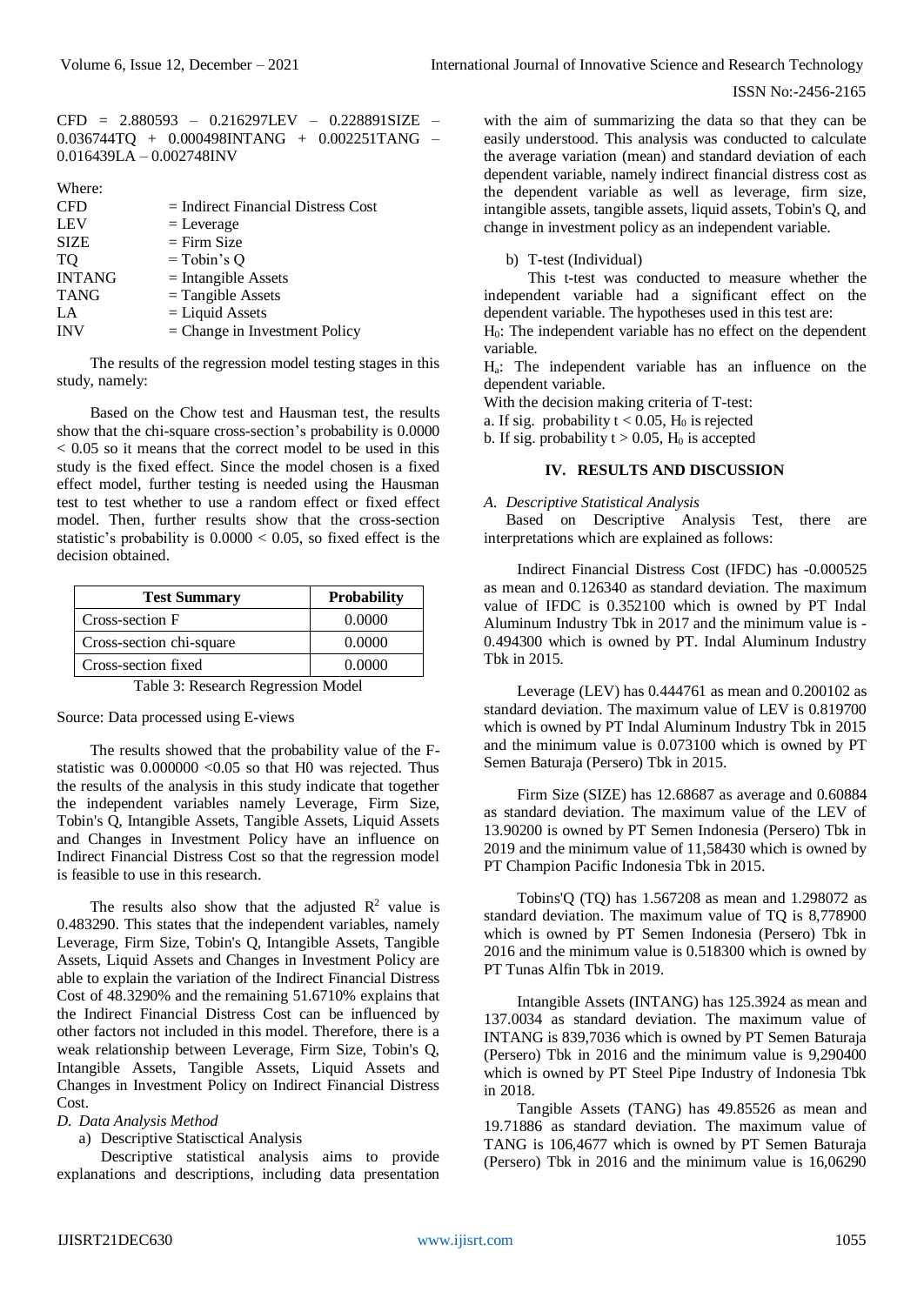CFD = 2.880593 – 0.216297LEV – 0.228891SIZE – 0.036744TQ + 0.000498INTANG + 0.002251TANG – 0.016439LA – 0.002748INV

Where:

| | |
|---|---|
| CFD | = Indirect Financial Distress Cost |
| LEV | = Leverage |
| SIZE | = Firm Size |
| TQ | = Tobin's Q |
| INTANG | = Intangible Assets |
| TANG | = Tangible Assets |
| LA | = Liquid Assets |
| INV | = Change in Investment Policy |

The results of the regression model testing stages in this study, namely:

Based on the Chow test and Hausman test, the results show that the chi-square cross-section's probability is 0.0000 < 0.05 so it means that the correct model to be used in this study is the fixed effect. Since the model chosen is a fixed effect model, further testing is needed using the Hausman test to test whether to use a random effect or fixed effect model. Then, further results show that the cross-section statistic's probability is 0.0000 < 0.05, so fixed effect is the decision obtained.

| Test Summary | Probability |
|---|---|
| Cross-section F | 0.0000 |
| Cross-section chi-square | 0.0000 |
| Cross-section fixed | 0.0000 |

Table 3: Research Regression Model

Source: Data processed using E-views

The results showed that the probability value of the F-statistic was 0.000000 <0.05 so that H0 was rejected. Thus the results of the analysis in this study indicate that together the independent variables namely Leverage, Firm Size, Tobin's Q, Intangible Assets, Tangible Assets, Liquid Assets and Changes in Investment Policy have an influence on Indirect Financial Distress Cost so that the regression model is feasible to use in this research.

The results also show that the adjusted $R^2$ value is 0.483290. This states that the independent variables, namely Leverage, Firm Size, Tobin's Q, Intangible Assets, Tangible Assets, Liquid Assets and Changes in Investment Policy are able to explain the variation of the Indirect Financial Distress Cost of 48.3290% and the remaining 51.6710% explains that the Indirect Financial Distress Cost can be influenced by other factors not included in this model. Therefore, there is a weak relationship between Leverage, Firm Size, Tobin's Q, Intangible Assets, Tangible Assets, Liquid Assets and Changes in Investment Policy on Indirect Financial Distress Cost.

*D. Data Analysis Method*

a) Descriptive Statisctical Analysis

Descriptive statistical analysis aims to provide explanations and descriptions, including data presentation with the aim of summarizing the data so that they can be easily understood. This analysis was conducted to calculate the average variation (mean) and standard deviation of each dependent variable, namely indirect financial distress cost as the dependent variable as well as leverage, firm size, intangible assets, tangible assets, liquid assets, Tobin's Q, and change in investment policy as an independent variable.

b) T-test (Individual)

This t-test was conducted to measure whether the independent variable had a significant effect on the dependent variable. The hypotheses used in this test are:

$H_0$: The independent variable has no effect on the dependent variable.

$H_a$: The independent variable has an influence on the dependent variable.

With the decision making criteria of T-test:

a. If sig. probability t < 0.05, $H_0$ is rejected

b. If sig. probability t > 0.05, $H_0$ is accepted

## IV. RESULTS AND DISCUSSION

*A. Descriptive Statistical Analysis*

Based on Descriptive Analysis Test, there are interpretations which are explained as follows:

Indirect Financial Distress Cost (IFDC) has -0.000525 as mean and 0.126340 as standard deviation. The maximum value of IFDC is 0.352100 which is owned by PT Indal Aluminum Industry Tbk in 2017 and the minimum value is -0.494300 which is owned by PT. Indal Aluminum Industry Tbk in 2015.

Leverage (LEV) has 0.444761 as mean and 0.200102 as standard deviation. The maximum value of LEV is 0.819700 which is owned by PT Indal Aluminum Industry Tbk in 2015 and the minimum value is 0.073100 which is owned by PT Semen Baturaja (Persero) Tbk in 2015.

Firm Size (SIZE) has 12.68687 as average and 0.60884 as standard deviation. The maximum value of the LEV of 13.90200 is owned by PT Semen Indonesia (Persero) Tbk in 2019 and the minimum value of 11,58430 which is owned by PT Champion Pacific Indonesia Tbk in 2015.

Tobins'Q (TQ) has 1.567208 as mean and 1.298072 as standard deviation. The maximum value of TQ is 8,778900 which is owned by PT Semen Indonesia (Persero) Tbk in 2016 and the minimum value is 0.518300 which is owned by PT Tunas Alfin Tbk in 2019.

Intangible Assets (INTANG) has 125.3924 as mean and 137.0034 as standard deviation. The maximum value of INTANG is 839,7036 which is owned by PT Semen Baturaja (Persero) Tbk in 2016 and the minimum value is 9,290400 which is owned by PT Steel Pipe Industry of Indonesia Tbk in 2018.

Tangible Assets (TANG) has 49.85526 as mean and 19.71886 as standard deviation. The maximum value of TANG is 106,4677 which is owned by PT Semen Baturaja (Persero) Tbk in 2016 and the minimum value is 16,06290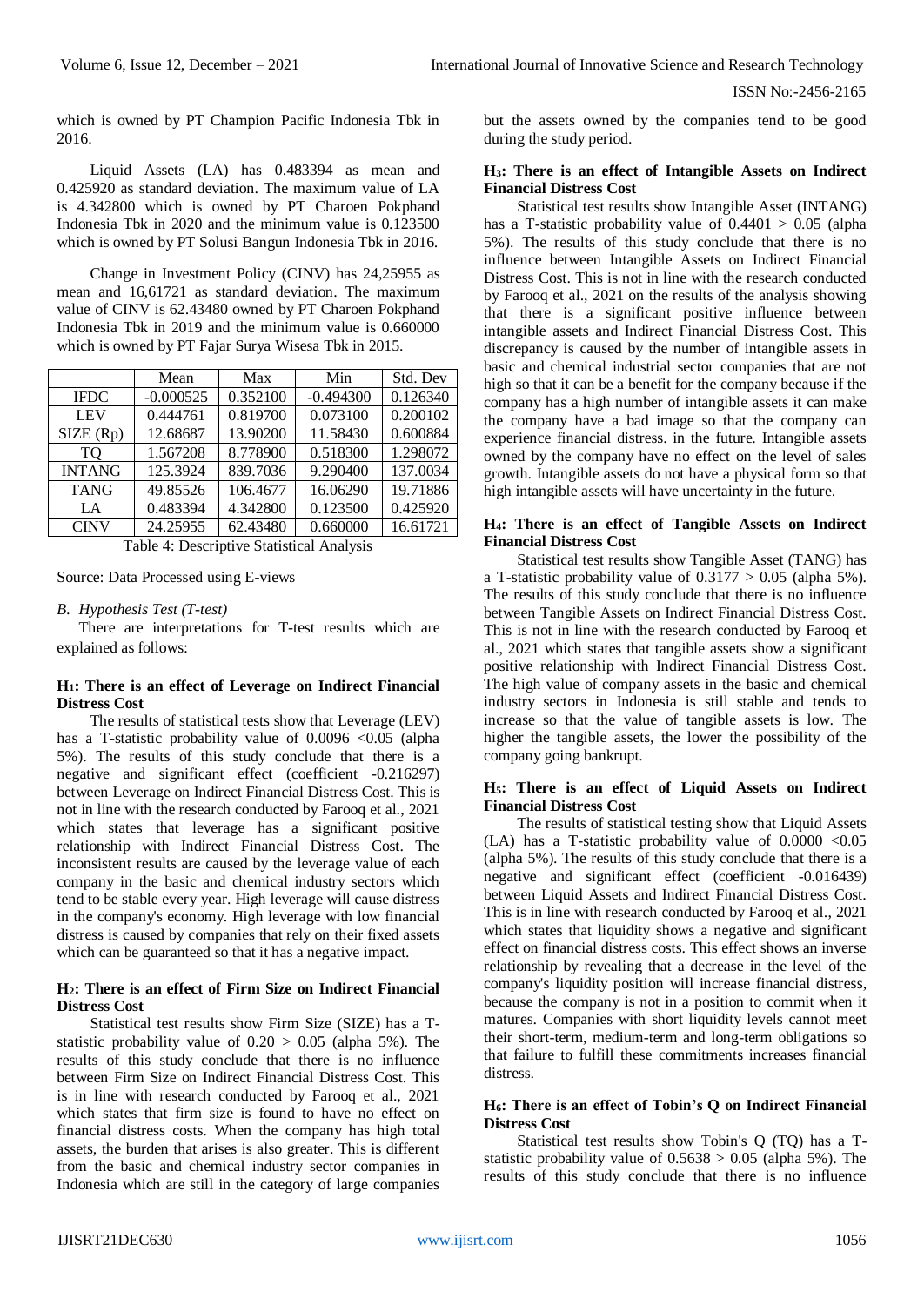which is owned by PT Champion Pacific Indonesia Tbk in 2016.

Liquid Assets (LA) has 0.483394 as mean and 0.425920 as standard deviation. The maximum value of LA is 4.342800 which is owned by PT Charoen Pokphand Indonesia Tbk in 2020 and the minimum value is 0.123500 which is owned by PT Solusi Bangun Indonesia Tbk in 2016.

Change in Investment Policy (CINV) has 24,25955 as mean and 16,61721 as standard deviation. The maximum value of CINV is 62.43480 owned by PT Charoen Pokphand Indonesia Tbk in 2019 and the minimum value is 0.660000 which is owned by PT Fajar Surya Wisesa Tbk in 2015.

| | Mean | Max | Min | Std. Dev |
|---|---|---|---|---|
| IFDC | -0.000525 | 0.352100 | -0.494300 | 0.126340 |
| LEV | 0.444761 | 0.819700 | 0.073100 | 0.200102 |
| SIZE (Rp) | 12.68687 | 13.90200 | 11.58430 | 0.600884 |
| TQ | 1.567208 | 8.778900 | 0.518300 | 1.298072 |
| INTANG | 125.3924 | 839.7036 | 9.290400 | 137.0034 |
| TANG | 49.85526 | 106.4677 | 16.06290 | 19.71886 |
| LA | 0.483394 | 4.342800 | 0.123500 | 0.425920 |
| CINV | 24.25955 | 62.43480 | 0.660000 | 16.61721 |

Table 4: Descriptive Statistical Analysis

Source: Data Processed using E-views

*B. Hypothesis Test (T-test)*

There are interpretations for T-test results which are explained as follows:

**$H_1$: There is an effect of Leverage on Indirect Financial Distress Cost**

The results of statistical tests show that Leverage (LEV) has a T-statistic probability value of 0.0096 <0.05 (alpha 5%). The results of this study conclude that there is a negative and significant effect (coefficient -0.216297) between Leverage on Indirect Financial Distress Cost. This is not in line with the research conducted by Farooq et al., 2021 which states that leverage has a significant positive relationship with Indirect Financial Distress Cost. The inconsistent results are caused by the leverage value of each company in the basic and chemical industry sectors which tend to be stable every year. High leverage will cause distress in the company's economy. High leverage with low financial distress is caused by companies that rely on their fixed assets which can be guaranteed so that it has a negative impact.

**$H_2$: There is an effect of Firm Size on Indirect Financial Distress Cost**

Statistical test results show Firm Size (SIZE) has a T-statistic probability value of 0.20 > 0.05 (alpha 5%). The results of this study conclude that there is no influence between Firm Size on Indirect Financial Distress Cost. This is in line with research conducted by Farooq et al., 2021 which states that firm size is found to have no effect on financial distress costs. When the company has high total assets, the burden that arises is also greater. This is different from the basic and chemical industry sector companies in Indonesia which are still in the category of large companies but the assets owned by the companies tend to be good during the study period.

**$H_3$: There is an effect of Intangible Assets on Indirect Financial Distress Cost**

Statistical test results show Intangible Asset (INTANG) has a T-statistic probability value of 0.4401 > 0.05 (alpha 5%). The results of this study conclude that there is no influence between Intangible Assets on Indirect Financial Distress Cost. This is not in line with the research conducted by Farooq et al., 2021 on the results of the analysis showing that there is a significant positive influence between intangible assets and Indirect Financial Distress Cost. This discrepancy is caused by the number of intangible assets in basic and chemical industrial sector companies that are not high so that it can be a benefit for the company because if the company has a high number of intangible assets it can make the company have a bad image so that the company can experience financial distress. in the future. Intangible assets owned by the company have no effect on the level of sales growth. Intangible assets do not have a physical form so that high intangible assets will have uncertainty in the future.

**$H_4$: There is an effect of Tangible Assets on Indirect Financial Distress Cost**

Statistical test results show Tangible Asset (TANG) has a T-statistic probability value of 0.3177 > 0.05 (alpha 5%). The results of this study conclude that there is no influence between Tangible Assets on Indirect Financial Distress Cost. This is not in line with the research conducted by Farooq et al., 2021 which states that tangible assets show a significant positive relationship with Indirect Financial Distress Cost. The high value of company assets in the basic and chemical industry sectors in Indonesia is still stable and tends to increase so that the value of tangible assets is low. The higher the tangible assets, the lower the possibility of the company going bankrupt.

**$H_5$: There is an effect of Liquid Assets on Indirect Financial Distress Cost**

The results of statistical testing show that Liquid Assets (LA) has a T-statistic probability value of 0.0000 <0.05 (alpha 5%). The results of this study conclude that there is a negative and significant effect (coefficient -0.016439) between Liquid Assets and Indirect Financial Distress Cost. This is in line with research conducted by Farooq et al., 2021 which states that liquidity shows a negative and significant effect on financial distress costs. This effect shows an inverse relationship by revealing that a decrease in the level of the company's liquidity position will increase financial distress, because the company is not in a position to commit when it matures. Companies with short liquidity levels cannot meet their short-term, medium-term and long-term obligations so that failure to fulfill these commitments increases financial distress.

**$H_6$: There is an effect of Tobin's Q on Indirect Financial Distress Cost**

Statistical test results show Tobin's Q (TQ) has a T-statistic probability value of 0.5638 > 0.05 (alpha 5%). The results of this study conclude that there is no influence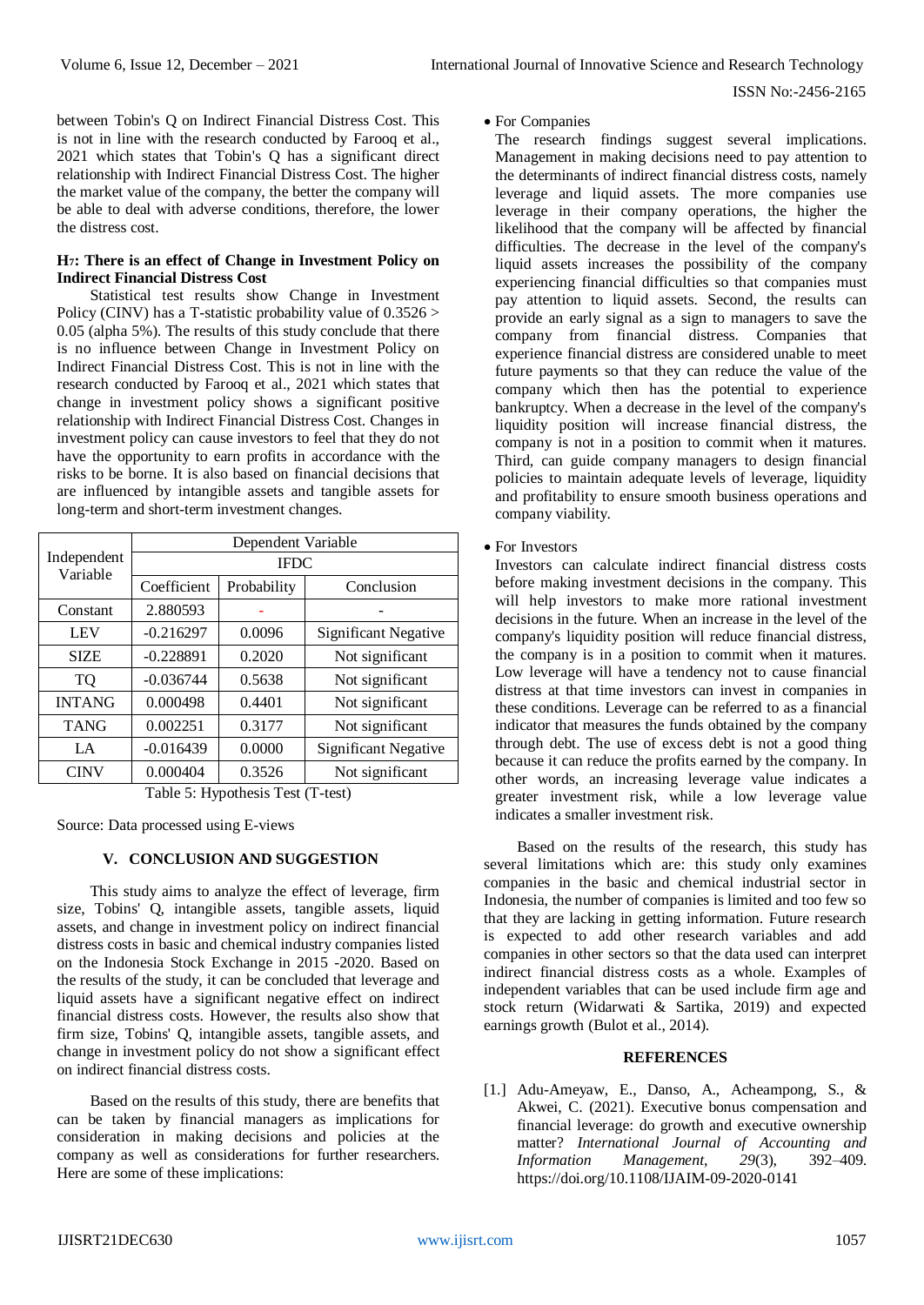between Tobin's Q on Indirect Financial Distress Cost. This is not in line with the research conducted by Farooq et al., 2021 which states that Tobin's Q has a significant direct relationship with Indirect Financial Distress Cost. The higher the market value of the company, the better the company will be able to deal with adverse conditions, therefore, the lower the distress cost.

**$H_7$: There is an effect of Change in Investment Policy on Indirect Financial Distress Cost**

Statistical test results show Change in Investment Policy (CINV) has a T-statistic probability value of 0.3526 > 0.05 (alpha 5%). The results of this study conclude that there is no influence between Change in Investment Policy on Indirect Financial Distress Cost. This is not in line with the research conducted by Farooq et al., 2021 which states that change in investment policy shows a significant positive relationship with Indirect Financial Distress Cost. Changes in investment policy can cause investors to feel that they do not have the opportunity to earn profits in accordance with the risks to be borne. It is also based on financial decisions that are influenced by intangible assets and tangible assets for long-term and short-term investment changes.

| Independent Variable | Dependent Variable | | |
|---|---|---|---|
| | IFDC | | |
| | Coefficient | Probability | Conclusion |
| Constant | 2.880593 | - | - |
| LEV | -0.216297 | 0.0096 | Significant Negative |
| SIZE | -0.228891 | 0.2020 | Not significant |
| TQ | -0.036744 | 0.5638 | Not significant |
| INTANG | 0.000498 | 0.4401 | Not significant |
| TANG | 0.002251 | 0.3177 | Not significant |
| LA | -0.016439 | 0.0000 | Significant Negative |
| CINV | 0.000404 | 0.3526 | Not significant |

Table 5: Hypothesis Test (T-test)

Source: Data processed using E-views

## V. CONCLUSION AND SUGGESTION

This study aims to analyze the effect of leverage, firm size, Tobins' Q, intangible assets, tangible assets, liquid assets, and change in investment policy on indirect financial distress costs in basic and chemical industry companies listed on the Indonesia Stock Exchange in 2015 -2020. Based on the results of the study, it can be concluded that leverage and liquid assets have a significant negative effect on indirect financial distress costs. However, the results also show that firm size, Tobins' Q, intangible assets, tangible assets, and change in investment policy do not show a significant effect on indirect financial distress costs.

Based on the results of this study, there are benefits that can be taken by financial managers as implications for consideration in making decisions and policies at the company as well as considerations for further researchers. Here are some of these implications:

- For Companies
  The research findings suggest several implications. Management in making decisions need to pay attention to the determinants of indirect financial distress costs, namely leverage and liquid assets. The more companies use leverage in their company operations, the higher the likelihood that the company will be affected by financial difficulties. The decrease in the level of the company's liquid assets increases the possibility of the company experiencing financial difficulties so that companies must pay attention to liquid assets. Second, the results can provide an early signal as a sign to managers to save the company from financial distress. Companies that experience financial distress are considered unable to meet future payments so that they can reduce the value of the company which then has the potential to experience bankruptcy. When a decrease in the level of the company's liquidity position will increase financial distress, the company is not in a position to commit when it matures. Third, can guide company managers to design financial policies to maintain adequate levels of leverage, liquidity and profitability to ensure smooth business operations and company viability.

- For Investors
  Investors can calculate indirect financial distress costs before making investment decisions in the company. This will help investors to make more rational investment decisions in the future. When an increase in the level of the company's liquidity position will reduce financial distress, the company is in a position to commit when it matures. Low leverage will have a tendency not to cause financial distress at that time investors can invest in companies in these conditions. Leverage can be referred to as a financial indicator that measures the funds obtained by the company through debt. The use of excess debt is not a good thing because it can reduce the profits earned by the company. In other words, an increasing leverage value indicates a greater investment risk, while a low leverage value indicates a smaller investment risk.

Based on the results of the research, this study has several limitations which are: this study only examines companies in the basic and chemical industrial sector in Indonesia, the number of companies is limited and too few so that they are lacking in getting information. Future research is expected to add other research variables and add companies in other sectors so that the data used can interpret indirect financial distress costs as a whole. Examples of independent variables that can be used include firm age and stock return (Widarwati & Sartika, 2019) and expected earnings growth (Bulot et al., 2014).

## REFERENCES

[1.] Adu-Ameyaw, E., Danso, A., Acheampong, S., & Akwei, C. (2021). Executive bonus compensation and financial leverage: do growth and executive ownership matter? *International Journal of Accounting and Information Management*, *29*(3), 392–409. https://doi.org/10.1108/IJAIM-09-2020-0141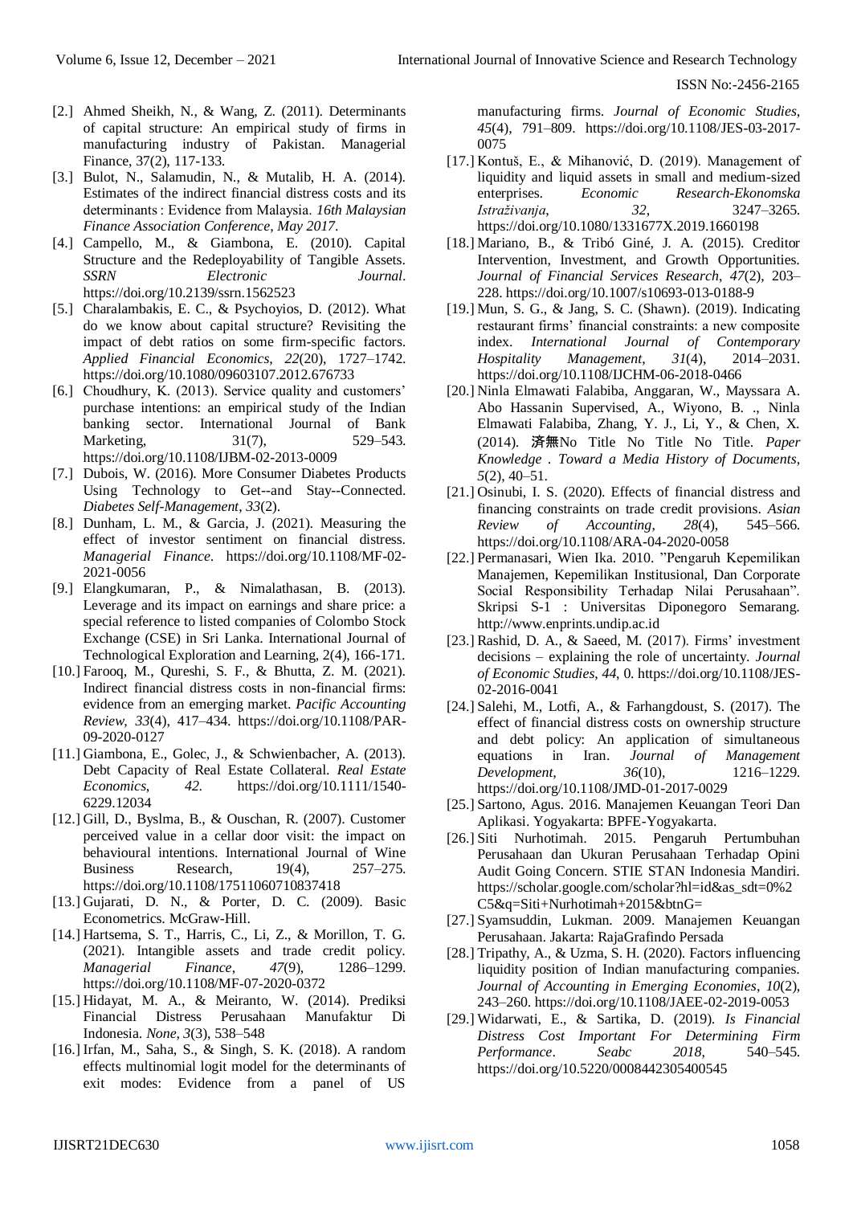[2.] Ahmed Sheikh, N., & Wang, Z. (2011). Determinants of capital structure: An empirical study of firms in manufacturing industry of Pakistan. Managerial Finance, 37(2), 117-133.

[3.] Bulot, N., Salamudin, N., & Mutalib, H. A. (2014). Estimates of the indirect financial distress costs and its determinants : Evidence from Malaysia. *16th Malaysian Finance Association Conference, May 2017*.

[4.] Campello, M., & Giambona, E. (2010). Capital Structure and the Redeployability of Tangible Assets. *SSRN Electronic Journal*. https://doi.org/10.2139/ssrn.1562523

[5.] Charalambakis, E. C., & Psychoyios, D. (2012). What do we know about capital structure? Revisiting the impact of debt ratios on some firm-specific factors. *Applied Financial Economics*, *22*(20), 1727–1742. https://doi.org/10.1080/09603107.2012.676733

[6.] Choudhury, K. (2013). Service quality and customers' purchase intentions: an empirical study of the Indian banking sector. International Journal of Bank Marketing, 31(7), 529–543. https://doi.org/10.1108/IJBM-02-2013-0009

[7.] Dubois, W. (2016). More Consumer Diabetes Products Using Technology to Get--and Stay--Connected. *Diabetes Self-Management*, *33*(2).

[8.] Dunham, L. M., & Garcia, J. (2021). Measuring the effect of investor sentiment on financial distress. *Managerial Finance*. https://doi.org/10.1108/MF-02-2021-0056

[9.] Elangkumaran, P., & Nimalathasan, B. (2013). Leverage and its impact on earnings and share price: a special reference to listed companies of Colombo Stock Exchange (CSE) in Sri Lanka. International Journal of Technological Exploration and Learning, 2(4), 166-171.

[10.] Farooq, M., Qureshi, S. F., & Bhutta, Z. M. (2021). Indirect financial distress costs in non-financial firms: evidence from an emerging market. *Pacific Accounting Review*, *33*(4), 417–434. https://doi.org/10.1108/PAR-09-2020-0127

[11.] Giambona, E., Golec, J., & Schwienbacher, A. (2013). Debt Capacity of Real Estate Collateral. *Real Estate Economics*, *42*. https://doi.org/10.1111/1540-6229.12034

[12.] Gill, D., Byslma, B., & Ouschan, R. (2007). Customer perceived value in a cellar door visit: the impact on behavioural intentions. International Journal of Wine Business Research, 19(4), 257–275. https://doi.org/10.1108/17511060710837418

[13.] Gujarati, D. N., & Porter, D. C. (2009). Basic Econometrics. McGraw-Hill.

[14.] Hartsema, S. T., Harris, C., Li, Z., & Morillon, T. G. (2021). Intangible assets and trade credit policy. *Managerial Finance*, *47*(9), 1286–1299. https://doi.org/10.1108/MF-07-2020-0372

[15.] Hidayat, M. A., & Meiranto, W. (2014). Prediksi Financial Distress Perusahaan Manufaktur Di Indonesia. *None*, *3*(3), 538–548

[16.] Irfan, M., Saha, S., & Singh, S. K. (2018). A random effects multinomial logit model for the determinants of exit modes: Evidence from a panel of US manufacturing firms. *Journal of Economic Studies*, *45*(4), 791–809. https://doi.org/10.1108/JES-03-2017-0075

[17.] Kontuš, E., & Mihanović, D. (2019). Management of liquidity and liquid assets in small and medium-sized enterprises. *Economic Research-Ekonomska Istraživanja*, *32*, 3247–3265. https://doi.org/10.1080/1331677X.2019.1660198

[18.] Mariano, B., & Tribó Giné, J. A. (2015). Creditor Intervention, Investment, and Growth Opportunities. *Journal of Financial Services Research*, *47*(2), 203–228. https://doi.org/10.1007/s10693-013-0188-9

[19.] Mun, S. G., & Jang, S. C. (Shawn). (2019). Indicating restaurant firms' financial constraints: a new composite index. *International Journal of Contemporary Hospitality Management*, *31*(4), 2014–2031. https://doi.org/10.1108/IJCHM-06-2018-0466

[20.] Ninla Elmawati Falabiba, Anggaran, W., Mayssara A. Abo Hassanin Supervised, A., Wiyono, B. ., Ninla Elmawati Falabiba, Zhang, Y. J., Li, Y., & Chen, X. (2014). 済無No Title No Title No Title. *Paper Knowledge . Toward a Media History of Documents*, *5*(2), 40–51.

[21.] Osinubi, I. S. (2020). Effects of financial distress and financing constraints on trade credit provisions. *Asian Review of Accounting*, *28*(4), 545–566. https://doi.org/10.1108/ARA-04-2020-0058

[22.] Permanasari, Wien Ika. 2010. "Pengaruh Kepemilikan Manajemen, Kepemilikan Institusional, Dan Corporate Social Responsibility Terhadap Nilai Perusahaan". Skripsi S-1 : Universitas Diponegoro Semarang. http://www.enprints.undip.ac.id

[23.] Rashid, D. A., & Saeed, M. (2017). Firms' investment decisions – explaining the role of uncertainty. *Journal of Economic Studies*, *44*, 0. https://doi.org/10.1108/JES-02-2016-0041

[24.] Salehi, M., Lotfi, A., & Farhangdoust, S. (2017). The effect of financial distress costs on ownership structure and debt policy: An application of simultaneous equations in Iran. *Journal of Management Development*, *36*(10), 1216–1229. https://doi.org/10.1108/JMD-01-2017-0029

[25.] Sartono, Agus. 2016. Manajemen Keuangan Teori Dan Aplikasi. Yogyakarta: BPFE-Yogyakarta.

[26.] Siti Nurhotimah. 2015. Pengaruh Pertumbuhan Perusahaan dan Ukuran Perusahaan Terhadap Opini Audit Going Concern. STIE STAN Indonesia Mandiri. https://scholar.google.com/scholar?hl=id&as_sdt=0%2C5&q=Siti+Nurhotimah+2015&btnG=

[27.] Syamsuddin, Lukman. 2009. Manajemen Keuangan Perusahaan. Jakarta: RajaGrafindo Persada

[28.] Tripathy, A., & Uzma, S. H. (2020). Factors influencing liquidity position of Indian manufacturing companies. *Journal of Accounting in Emerging Economies*, *10*(2), 243–260. https://doi.org/10.1108/JAEE-02-2019-0053

[29.] Widarwati, E., & Sartika, D. (2019). *Is Financial Distress Cost Important For Determining Firm Performance*. *Seabc 2018*, 540–545. https://doi.org/10.5220/0008442305400545